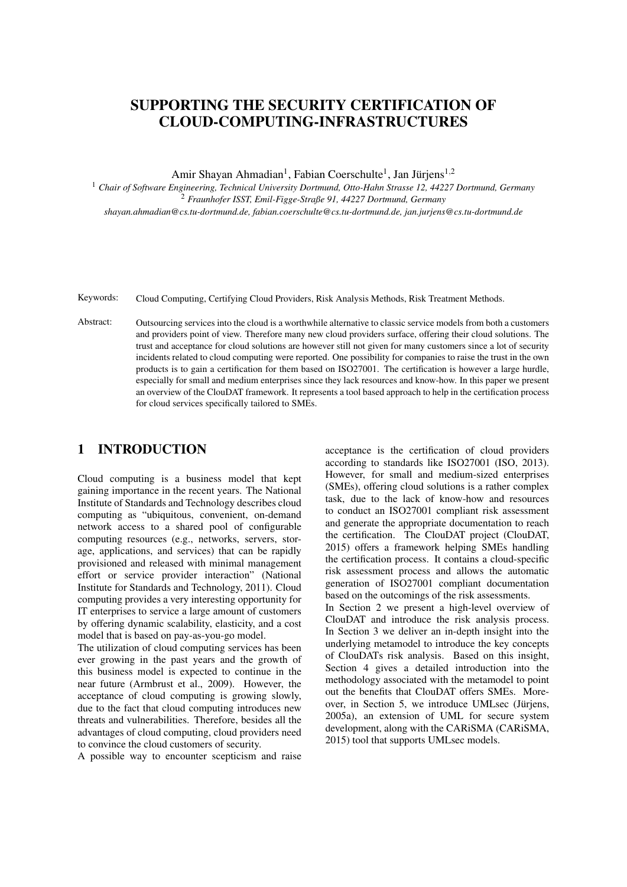# SUPPORTING THE SECURITY CERTIFICATION OF CLOUD-COMPUTING-INFRASTRUCTURES

Amir Shayan Ahmadian[1], Fabian Coerschulte[1], Jan Jürjens[1,2]

[1] *Chair of Software Engineering, Technical University Dortmund, Otto-Hahn Strasse 12, 44227 Dortmund, Germany*
[2] *Fraunhofer ISST, Emil-Figge-Straße 91, 44227 Dortmund, Germany*
*shayan.ahmadian@cs.tu-dortmund.de, fabian.coerschulte@cs.tu-dortmund.de, jan.jurjens@cs.tu-dortmund.de*

Keywords: Cloud Computing, Certifying Cloud Providers, Risk Analysis Methods, Risk Treatment Methods.

Abstract: Outsourcing services into the cloud is a worthwhile alternative to classic service models from both a customers and providers point of view. Therefore many new cloud providers surface, offering their cloud solutions. The trust and acceptance for cloud solutions are however still not given for many customers since a lot of security incidents related to cloud computing were reported. One possibility for companies to raise the trust in the own products is to gain a certification for them based on ISO27001. The certification is however a large hurdle, especially for small and medium enterprises since they lack resources and know-how. In this paper we present an overview of the ClouDAT framework. It represents a tool based approach to help in the certification process for cloud services specifically tailored to SMEs.

## 1 INTRODUCTION

Cloud computing is a business model that kept gaining importance in the recent years. The National Institute of Standards and Technology describes cloud computing as "ubiquitous, convenient, on-demand network access to a shared pool of configurable computing resources (e.g., networks, servers, storage, applications, and services) that can be rapidly provisioned and released with minimal management effort or service provider interaction" (National Institute for Standards and Technology, 2011). Cloud computing provides a very interesting opportunity for IT enterprises to service a large amount of customers by offering dynamic scalability, elasticity, and a cost model that is based on pay-as-you-go model.

The utilization of cloud computing services has been ever growing in the past years and the growth of this business model is expected to continue in the near future (Armbrust et al., 2009). However, the acceptance of cloud computing is growing slowly, due to the fact that cloud computing introduces new threats and vulnerabilities. Therefore, besides all the advantages of cloud computing, cloud providers need to convince the cloud customers of security.

A possible way to encounter scepticism and raise acceptance is the certification of cloud providers according to standards like ISO27001 (ISO, 2013). However, for small and medium-sized enterprises (SMEs), offering cloud solutions is a rather complex task, due to the lack of know-how and resources to conduct an ISO27001 compliant risk assessment and generate the appropriate documentation to reach the certification. The ClouDAT project (ClouDAT, 2015) offers a framework helping SMEs handling the certification process. It contains a cloud-specific risk assessment process and allows the automatic generation of ISO27001 compliant documentation based on the outcomings of the risk assessments.

In Section 2 we present a high-level overview of ClouDAT and introduce the risk analysis process. In Section 3 we deliver an in-depth insight into the underlying metamodel to introduce the key concepts of ClouDATs risk analysis. Based on this insight, Section 4 gives a detailed introduction into the methodology associated with the metamodel to point out the benefits that ClouDAT offers SMEs. Moreover, in Section 5, we introduce UMLsec (Jürjens, 2005a), an extension of UML for secure system development, along with the CARiSMA (CARiSMA, 2015) tool that supports UMLsec models.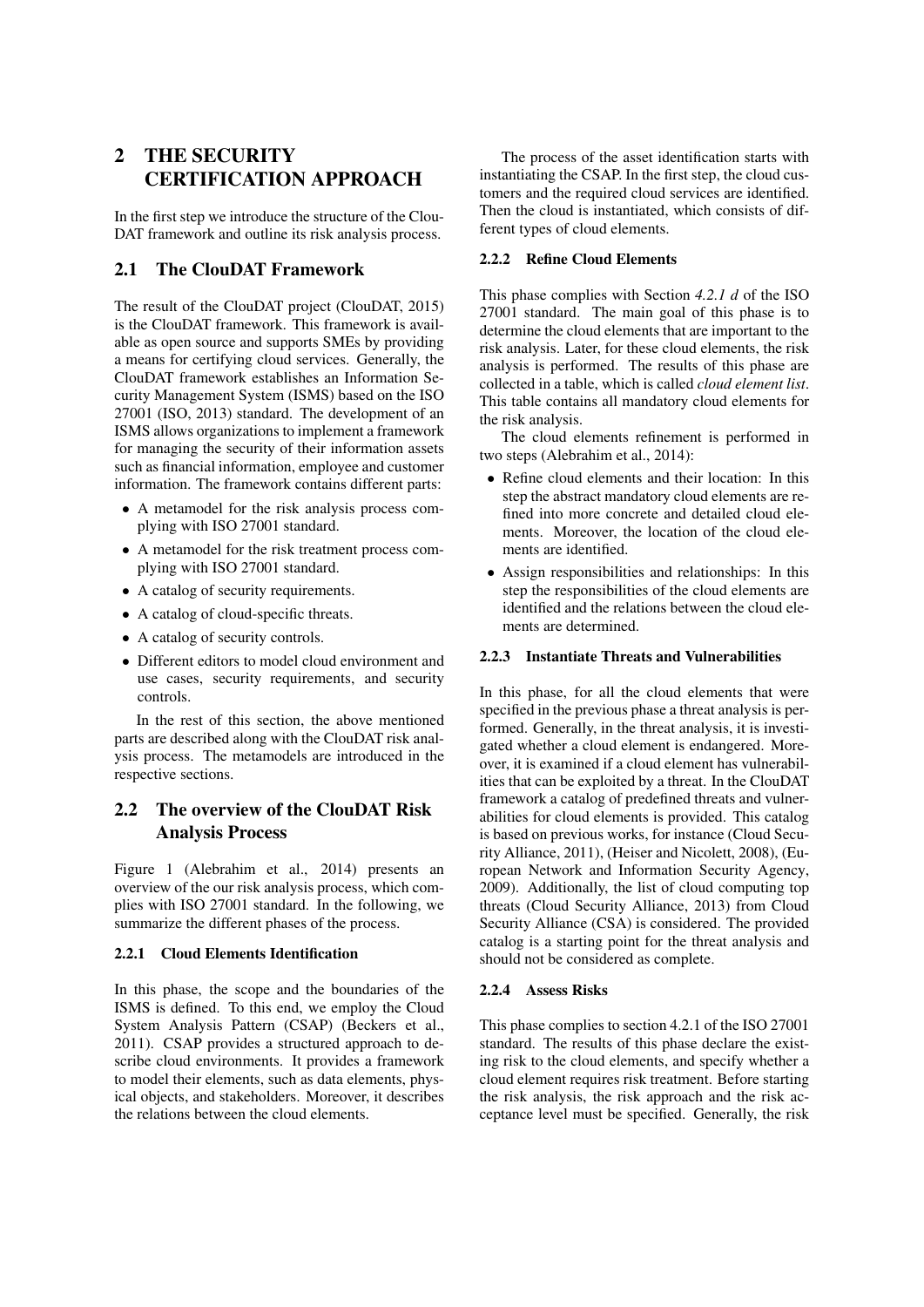# 2 THE SECURITY CERTIFICATION APPROACH

In the first step we introduce the structure of the ClouDAT framework and outline its risk analysis process.

## 2.1 The ClouDAT Framework

The result of the ClouDAT project (ClouDAT, 2015) is the ClouDAT framework. This framework is available as open source and supports SMEs by providing a means for certifying cloud services. Generally, the ClouDAT framework establishes an Information Security Management System (ISMS) based on the ISO 27001 (ISO, 2013) standard. The development of an ISMS allows organizations to implement a framework for managing the security of their information assets such as financial information, employee and customer information. The framework contains different parts:

- A metamodel for the risk analysis process complying with ISO 27001 standard.
- A metamodel for the risk treatment process complying with ISO 27001 standard.
- A catalog of security requirements.
- A catalog of cloud-specific threats.
- A catalog of security controls.
- Different editors to model cloud environment and use cases, security requirements, and security controls.

In the rest of this section, the above mentioned parts are described along with the ClouDAT risk analysis process. The metamodels are introduced in the respective sections.

## 2.2 The overview of the ClouDAT Risk Analysis Process

Figure 1 (Alebrahim et al., 2014) presents an overview of the our risk analysis process, which complies with ISO 27001 standard. In the following, we summarize the different phases of the process.

### 2.2.1 Cloud Elements Identification

In this phase, the scope and the boundaries of the ISMS is defined. To this end, we employ the Cloud System Analysis Pattern (CSAP) (Beckers et al., 2011). CSAP provides a structured approach to describe cloud environments. It provides a framework to model their elements, such as data elements, physical objects, and stakeholders. Moreover, it describes the relations between the cloud elements.

The process of the asset identification starts with instantiating the CSAP. In the first step, the cloud customers and the required cloud services are identified. Then the cloud is instantiated, which consists of different types of cloud elements.

### 2.2.2 Refine Cloud Elements

This phase complies with Section *4.2.1 d* of the ISO 27001 standard. The main goal of this phase is to determine the cloud elements that are important to the risk analysis. Later, for these cloud elements, the risk analysis is performed. The results of this phase are collected in a table, which is called *cloud element list*. This table contains all mandatory cloud elements for the risk analysis.

The cloud elements refinement is performed in two steps (Alebrahim et al., 2014):

- Refine cloud elements and their location: In this step the abstract mandatory cloud elements are refined into more concrete and detailed cloud elements. Moreover, the location of the cloud elements are identified.
- Assign responsibilities and relationships: In this step the responsibilities of the cloud elements are identified and the relations between the cloud elements are determined.

### 2.2.3 Instantiate Threats and Vulnerabilities

In this phase, for all the cloud elements that were specified in the previous phase a threat analysis is performed. Generally, in the threat analysis, it is investigated whether a cloud element is endangered. Moreover, it is examined if a cloud element has vulnerabilities that can be exploited by a threat. In the ClouDAT framework a catalog of predefined threats and vulnerabilities for cloud elements is provided. This catalog is based on previous works, for instance (Cloud Security Alliance, 2011), (Heiser and Nicolett, 2008), (European Network and Information Security Agency, 2009). Additionally, the list of cloud computing top threats (Cloud Security Alliance, 2013) from Cloud Security Alliance (CSA) is considered. The provided catalog is a starting point for the threat analysis and should not be considered as complete.

### 2.2.4 Assess Risks

This phase complies to section 4.2.1 of the ISO 27001 standard. The results of this phase declare the existing risk to the cloud elements, and specify whether a cloud element requires risk treatment. Before starting the risk analysis, the risk approach and the risk acceptance level must be specified. Generally, the risk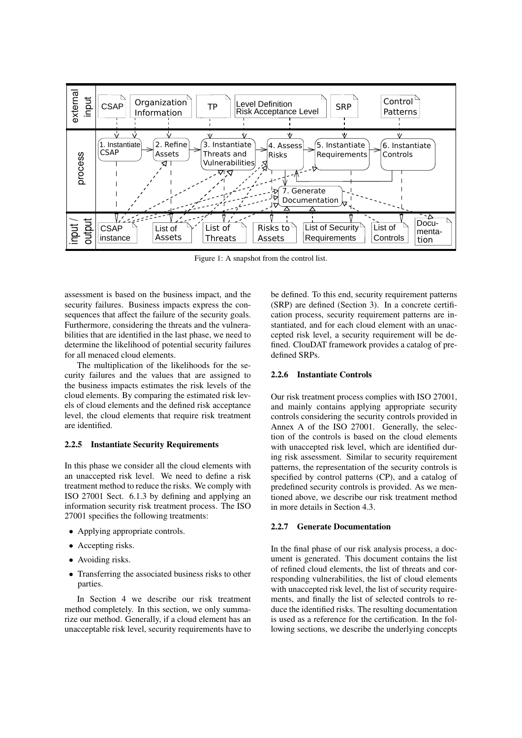Figure 1: A snapshot from the control list.

assessment is based on the business impact, and the security failures. Business impacts express the consequences that affect the failure of the security goals. Furthermore, considering the threats and the vulnerabilities that are identified in the last phase, we need to determine the likelihood of potential security failures for all menaced cloud elements.

The multiplication of the likelihoods for the security failures and the values that are assigned to the business impacts estimates the risk levels of the cloud elements. By comparing the estimated risk levels of cloud elements and the defined risk acceptance level, the cloud elements that require risk treatment are identified.

#### 2.2.5 Instantiate Security Requirements

In this phase we consider all the cloud elements with an unaccepted risk level. We need to define a risk treatment method to reduce the risks. We comply with ISO 27001 Sect. 6.1.3 by defining and applying an information security risk treatment process. The ISO 27001 specifies the following treatments:

- Applying appropriate controls.
- Accepting risks.
- Avoiding risks.
- Transferring the associated business risks to other parties.

In Section 4 we describe our risk treatment method completely. In this section, we only summarize our method. Generally, if a cloud element has an unacceptable risk level, security requirements have to be defined. To this end, security requirement patterns (SRP) are defined (Section 3). In a concrete certification process, security requirement patterns are instantiated, and for each cloud element with an unaccepted risk level, a security requirement will be defined. ClouDAT framework provides a catalog of predefined SRPs.

#### 2.2.6 Instantiate Controls

Our risk treatment process complies with ISO 27001, and mainly contains applying appropriate security controls considering the security controls provided in Annex A of the ISO 27001. Generally, the selection of the controls is based on the cloud elements with unaccepted risk level, which are identified during risk assessment. Similar to security requirement patterns, the representation of the security controls is specified by control patterns (CP), and a catalog of predefined security controls is provided. As we mentioned above, we describe our risk treatment method in more details in Section 4.3.

#### 2.2.7 Generate Documentation

In the final phase of our risk analysis process, a document is generated. This document contains the list of refined cloud elements, the list of threats and corresponding vulnerabilities, the list of cloud elements with unaccepted risk level, the list of security requirements, and finally the list of selected controls to reduce the identified risks. The resulting documentation is used as a reference for the certification. In the following sections, we describe the underlying concepts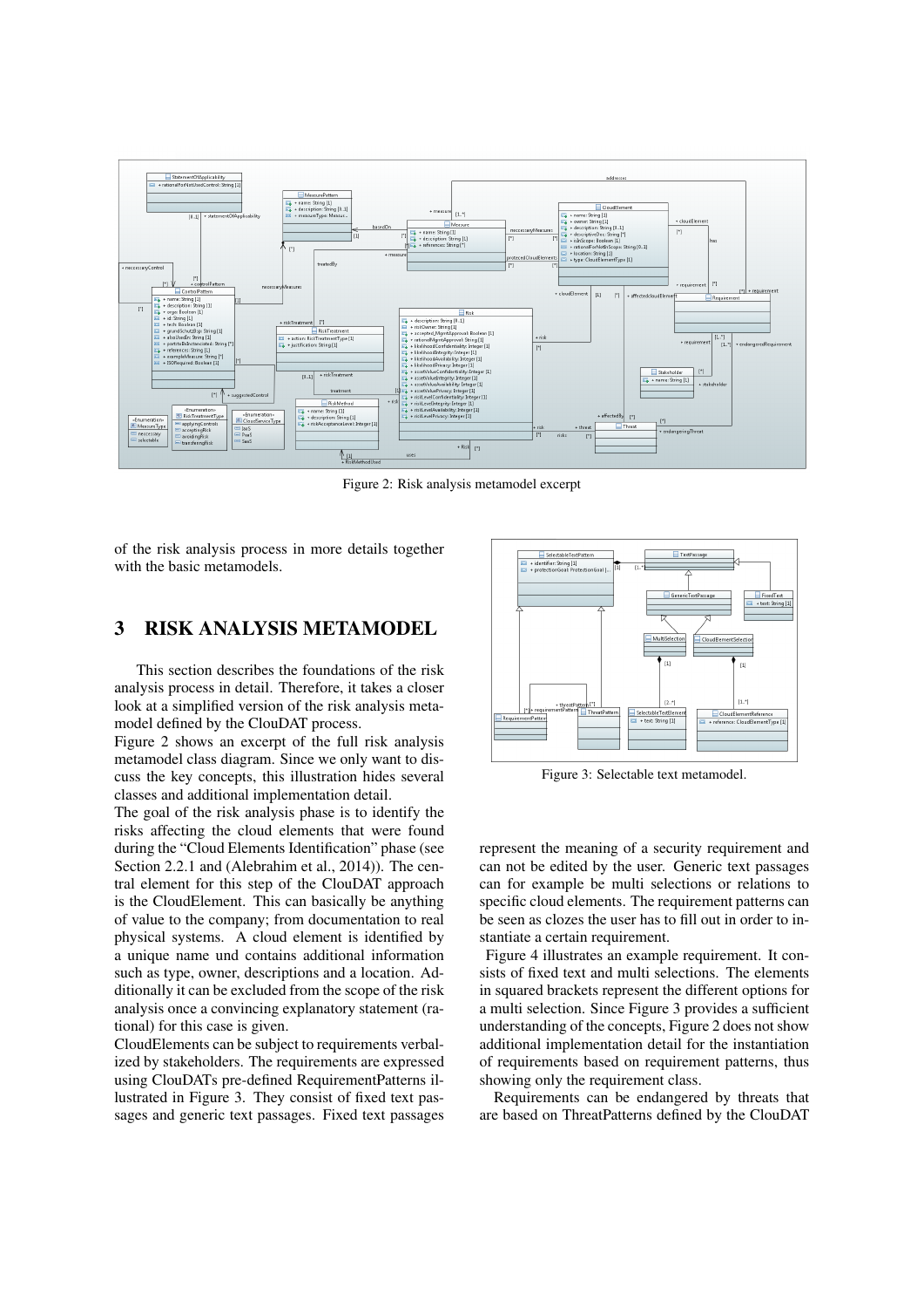Figure 2: Risk analysis metamodel excerpt

of the risk analysis process in more details together with the basic metamodels.

# 3 RISK ANALYSIS METAMODEL

This section describes the foundations of the risk analysis process in detail. Therefore, it takes a closer look at a simplified version of the risk analysis metamodel defined by the ClouDAT process.

Figure 2 shows an excerpt of the full risk analysis metamodel class diagram. Since we only want to discuss the key concepts, this illustration hides several classes and additional implementation detail.

The goal of the risk analysis phase is to identify the risks affecting the cloud elements that were found during the "Cloud Elements Identification" phase (see Section 2.2.1 and (Alebrahim et al., 2014)). The central element for this step of the ClouDAT approach is the CloudElement. This can basically be anything of value to the company; from documentation to real physical systems. A cloud element is identified by a unique name und contains additional information such as type, owner, descriptions and a location. Additionally it can be excluded from the scope of the risk analysis once a convincing explanatory statement (rational) for this case is given.

CloudElements can be subject to requirements verbalized by stakeholders. The requirements are expressed using ClouDATs pre-defined RequirementPatterns illustrated in Figure 3. They consist of fixed text passages and generic text passages. Fixed text passages represent the meaning of a security requirement and can not be edited by the user. Generic text passages can for example be multi selections or relations to specific cloud elements. The requirement patterns can be seen as clozes the user has to fill out in order to instantiate a certain requirement.

Figure 3: Selectable text metamodel.

Figure 4 illustrates an example requirement. It consists of fixed text and multi selections. The elements in squared brackets represent the different options for a multi selection. Since Figure 3 provides a sufficient understanding of the concepts, Figure 2 does not show additional implementation detail for the instantiation of requirements based on requirement patterns, thus showing only the requirement class.

Requirements can be endangered by threats that are based on ThreatPatterns defined by the ClouDAT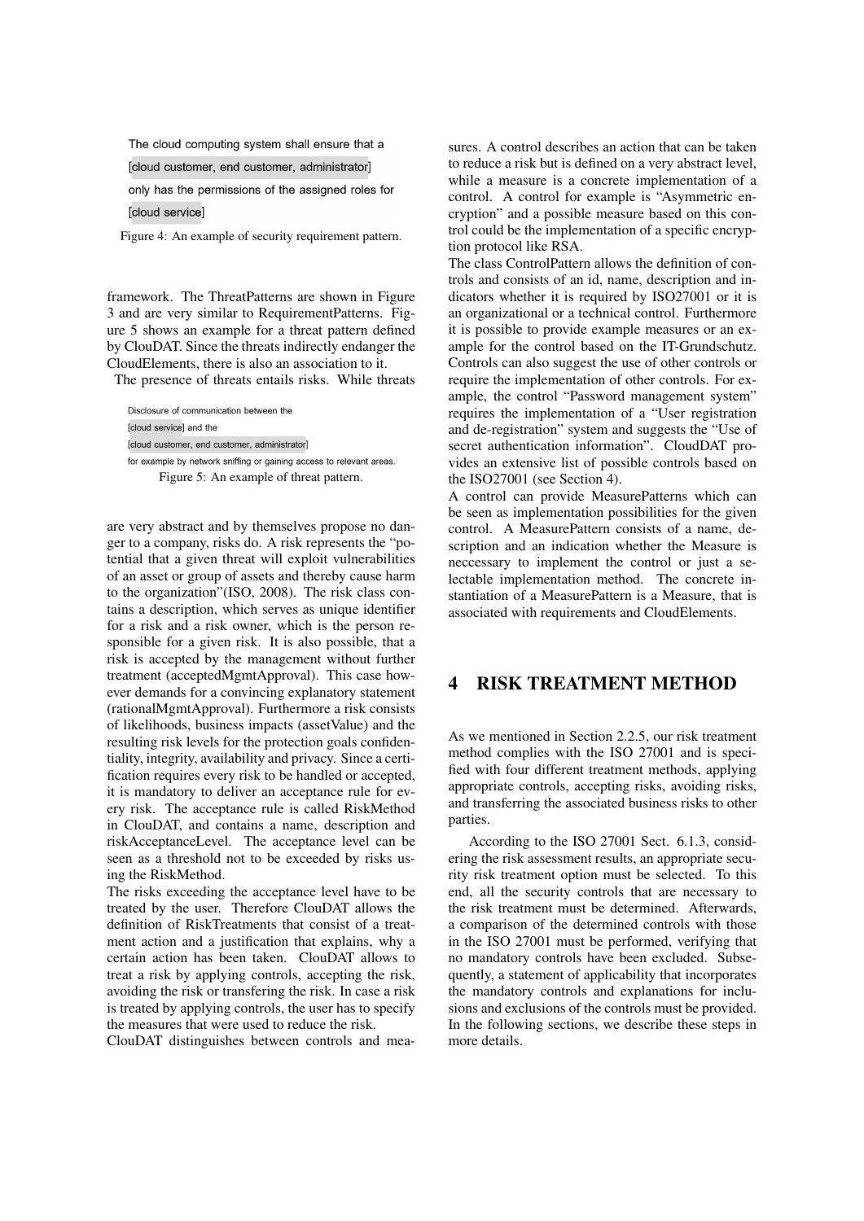The cloud computing system shall ensure that a

[cloud customer, end customer, administrator]

only has the permissions of the assigned roles for

[cloud service]

Figure 4: An example of security requirement pattern.

framework. The ThreatPatterns are shown in Figure 3 and are very similar to RequirementPatterns. Figure 5 shows an example for a threat pattern defined by ClouDAT. Since the threats indirectly endanger the CloudElements, there is also an association to it.

The presence of threats entails risks. While threats

Disclosure of communication between the

[cloud service] and the

[cloud customer, end customer, administrator]

for example by network sniffing or gaining access to relevant areas.

Figure 5: An example of threat pattern.

are very abstract and by themselves propose no danger to a company, risks do. A risk represents the "potential that a given threat will exploit vulnerabilities of an asset or group of assets and thereby cause harm to the organization"(ISO, 2008). The risk class contains a description, which serves as unique identifier for a risk and a risk owner, which is the person responsible for a given risk. It is also possible, that a risk is accepted by the management without further treatment (acceptedMgmtApproval). This case however demands for a convincing explanatory statement (rationalMgmtApproval). Furthermore a risk consists of likelihoods, business impacts (assetValue) and the resulting risk levels for the protection goals confidentiality, integrity, availability and privacy. Since a certification requires every risk to be handled or accepted, it is mandatory to deliver an acceptance rule for every risk. The acceptance rule is called RiskMethod in ClouDAT, and contains a name, description and riskAcceptanceLevel. The acceptance level can be seen as a threshold not to be exceeded by risks using the RiskMethod.

The risks exceeding the acceptance level have to be treated by the user. Therefore ClouDAT allows the definition of RiskTreatments that consist of a treatment action and a justification that explains, why a certain action has been taken. ClouDAT allows to treat a risk by applying controls, accepting the risk, avoiding the risk or transfering the risk. In case a risk is treated by applying controls, the user has to specify the measures that were used to reduce the risk.

ClouDAT distinguishes between controls and measures. A control describes an action that can be taken to reduce a risk but is defined on a very abstract level, while a measure is a concrete implementation of a control. A control for example is "Asymmetric encryption" and a possible measure based on this control could be the implementation of a specific encryption protocol like RSA.

The class ControlPattern allows the definition of controls and consists of an id, name, description and indicators whether it is required by ISO27001 or it is an organizational or a technical control. Furthermore it is possible to provide example measures or an example for the control based on the IT-Grundschutz. Controls can also suggest the use of other controls or require the implementation of other controls. For example, the control "Password management system" requires the implementation of a "User registration and de-registration" system and suggests the "Use of secret authentication information". CloudDAT provides an extensive list of possible controls based on the ISO27001 (see Section 4).

A control can provide MeasurePatterns which can be seen as implementation possibilities for the given control. A MeasurePattern consists of a name, description and an indication whether the Measure is neccessary to implement the control or just a selectable implementation method. The concrete instantiation of a MeasurePattern is a Measure, that is associated with requirements and CloudElements.

# 4 RISK TREATMENT METHOD

As we mentioned in Section 2.2.5, our risk treatment method complies with the ISO 27001 and is specified with four different treatment methods, applying appropriate controls, accepting risks, avoiding risks, and transferring the associated business risks to other parties.

According to the ISO 27001 Sect. 6.1.3, considering the risk assessment results, an appropriate security risk treatment option must be selected. To this end, all the security controls that are necessary to the risk treatment must be determined. Afterwards, a comparison of the determined controls with those in the ISO 27001 must be performed, verifying that no mandatory controls have been excluded. Subsequently, a statement of applicability that incorporates the mandatory controls and explanations for inclusions and exclusions of the controls must be provided. In the following sections, we describe these steps in more details.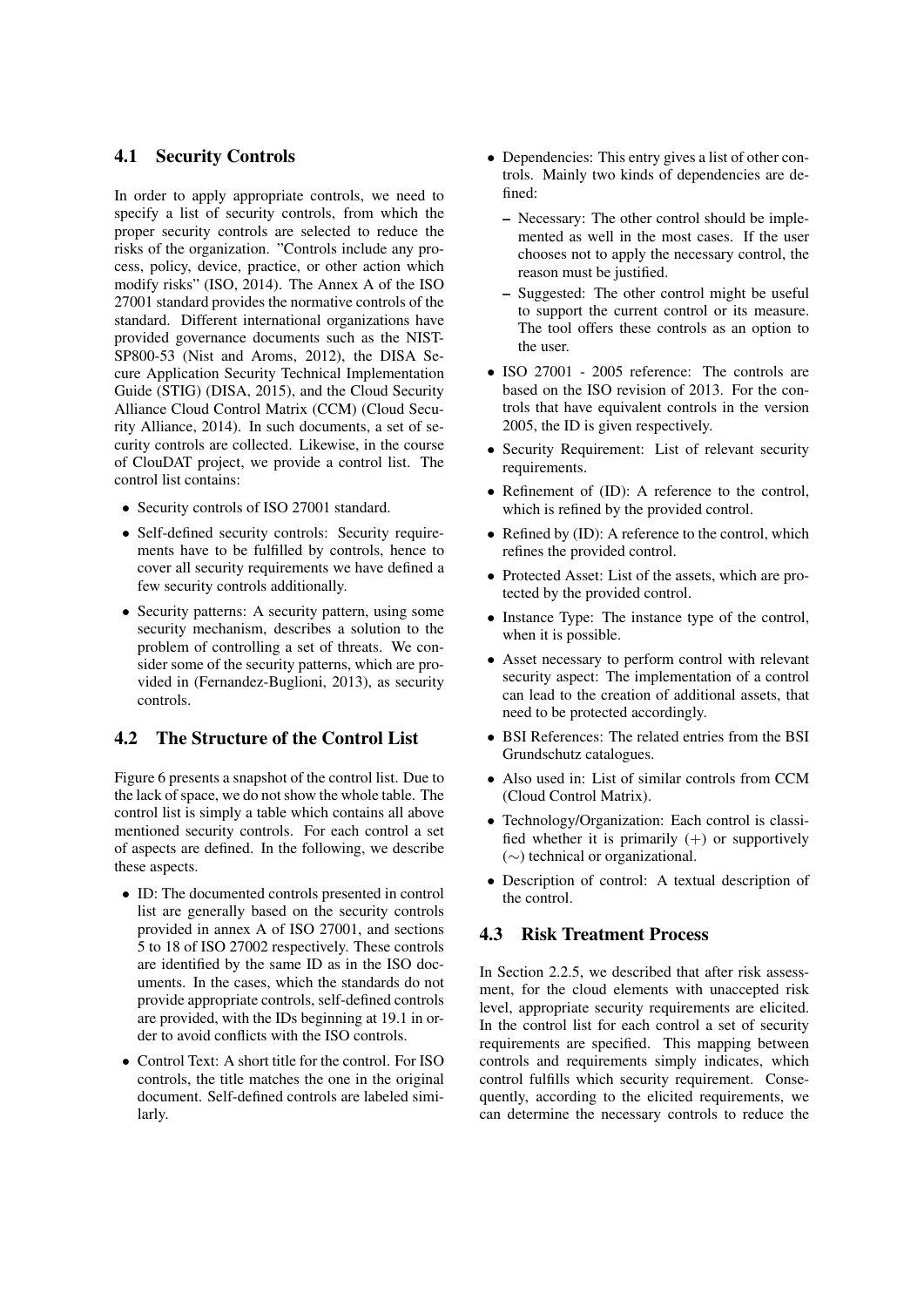### 4.1 Security Controls

In order to apply appropriate controls, we need to specify a list of security controls, from which the proper security controls are selected to reduce the risks of the organization. "Controls include any process, policy, device, practice, or other action which modify risks" (ISO, 2014). The Annex A of the ISO 27001 standard provides the normative controls of the standard. Different international organizations have provided governance documents such as the NIST-SP800-53 (Nist and Aroms, 2012), the DISA Secure Application Security Technical Implementation Guide (STIG) (DISA, 2015), and the Cloud Security Alliance Cloud Control Matrix (CCM) (Cloud Security Alliance, 2014). In such documents, a set of security controls are collected. Likewise, in the course of ClouDAT project, we provide a control list. The control list contains:

- Security controls of ISO 27001 standard.
- Self-defined security controls: Security requirements have to be fulfilled by controls, hence to cover all security requirements we have defined a few security controls additionally.
- Security patterns: A security pattern, using some security mechanism, describes a solution to the problem of controlling a set of threats. We consider some of the security patterns, which are provided in (Fernandez-Buglioni, 2013), as security controls.

### 4.2 The Structure of the Control List

Figure 6 presents a snapshot of the control list. Due to the lack of space, we do not show the whole table. The control list is simply a table which contains all above mentioned security controls. For each control a set of aspects are defined. In the following, we describe these aspects.

- ID: The documented controls presented in control list are generally based on the security controls provided in annex A of ISO 27001, and sections 5 to 18 of ISO 27002 respectively. These controls are identified by the same ID as in the ISO documents. In the cases, which the standards do not provide appropriate controls, self-defined controls are provided, with the IDs beginning at 19.1 in order to avoid conflicts with the ISO controls.
- Control Text: A short title for the control. For ISO controls, the title matches the one in the original document. Self-defined controls are labeled similarly.
- Dependencies: This entry gives a list of other controls. Mainly two kinds of dependencies are defined:
  - Necessary: The other control should be implemented as well in the most cases. If the user chooses not to apply the necessary control, the reason must be justified.
  - Suggested: The other control might be useful to support the current control or its measure. The tool offers these controls as an option to the user.
- ISO 27001 - 2005 reference: The controls are based on the ISO revision of 2013. For the controls that have equivalent controls in the version 2005, the ID is given respectively.
- Security Requirement: List of relevant security requirements.
- Refinement of (ID): A reference to the control, which is refined by the provided control.
- Refined by (ID): A reference to the control, which refines the provided control.
- Protected Asset: List of the assets, which are protected by the provided control.
- Instance Type: The instance type of the control, when it is possible.
- Asset necessary to perform control with relevant security aspect: The implementation of a control can lead to the creation of additional assets, that need to be protected accordingly.
- BSI References: The related entries from the BSI Grundschutz catalogues.
- Also used in: List of similar controls from CCM (Cloud Control Matrix).
- Technology/Organization: Each control is classified whether it is primarily (+) or supportively (∼) technical or organizational.
- Description of control: A textual description of the control.

### 4.3 Risk Treatment Process

In Section 2.2.5, we described that after risk assessment, for the cloud elements with unaccepted risk level, appropriate security requirements are elicited. In the control list for each control a set of security requirements are specified. This mapping between controls and requirements simply indicates, which control fulfills which security requirement. Consequently, according to the elicited requirements, we can determine the necessary controls to reduce the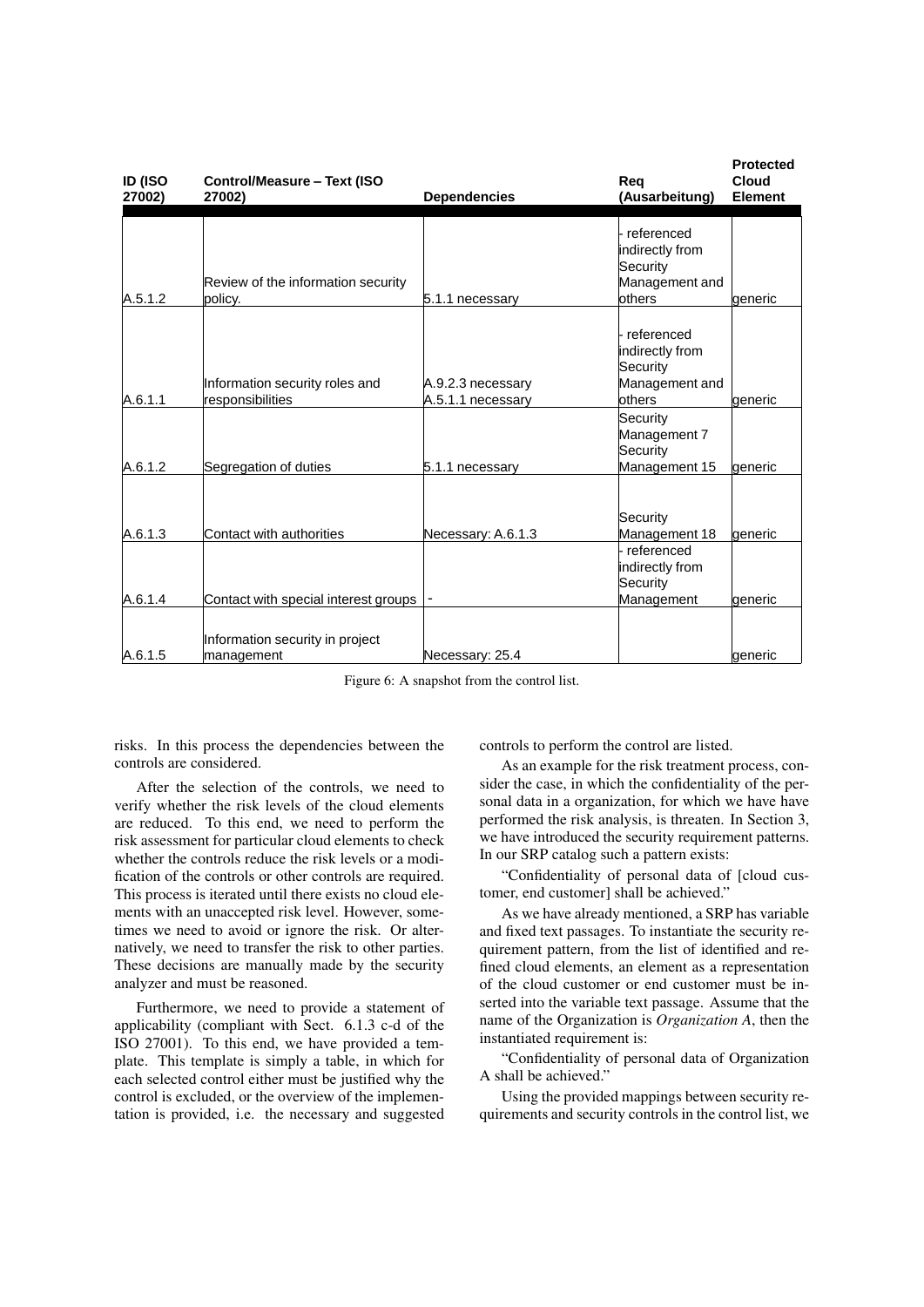| ID (ISO 27002) | Control/Measure – Text (ISO 27002) | Dependencies | Req (Ausarbeitung) | Protected Cloud Element |
|---|---|---|---|---|
| A.5.1.2 | Review of the information security policy. | 5.1.1 necessary | - referenced indirectly from Security Management and others | generic |
| A.6.1.1 | Information security roles and responsibilities | A.9.2.3 necessary A.5.1.1 necessary | - referenced indirectly from Security Management and others | generic |
| A.6.1.2 | Segregation of duties | 5.1.1 necessary | Security Management 7 Security Management 15 | generic |
| A.6.1.3 | Contact with authorities | Necessary: A.6.1.3 | Security Management 18 | generic |
| A.6.1.4 | Contact with special interest groups | - | - referenced indirectly from Security Management | generic |
| A.6.1.5 | Information security in project management | Necessary: 25.4 | | generic |

Figure 6: A snapshot from the control list.

risks. In this process the dependencies between the controls are considered.

After the selection of the controls, we need to verify whether the risk levels of the cloud elements are reduced. To this end, we need to perform the risk assessment for particular cloud elements to check whether the controls reduce the risk levels or a modification of the controls or other controls are required. This process is iterated until there exists no cloud elements with an unaccepted risk level. However, sometimes we need to avoid or ignore the risk. Or alternatively, we need to transfer the risk to other parties. These decisions are manually made by the security analyzer and must be reasoned.

Furthermore, we need to provide a statement of applicability (compliant with Sect. 6.1.3 c-d of the ISO 27001). To this end, we have provided a template. This template is simply a table, in which for each selected control either must be justified why the control is excluded, or the overview of the implementation is provided, i.e. the necessary and suggested controls to perform the control are listed.

As an example for the risk treatment process, consider the case, in which the confidentiality of the personal data in a organization, for which we have have performed the risk analysis, is threaten. In Section 3, we have introduced the security requirement patterns. In our SRP catalog such a pattern exists:

"Confidentiality of personal data of [cloud customer, end customer] shall be achieved."

As we have already mentioned, a SRP has variable and fixed text passages. To instantiate the security requirement pattern, from the list of identified and refined cloud elements, an element as a representation of the cloud customer or end customer must be inserted into the variable text passage. Assume that the name of the Organization is *Organization A*, then the instantiated requirement is:

"Confidentiality of personal data of Organization A shall be achieved."

Using the provided mappings between security requirements and security controls in the control list, we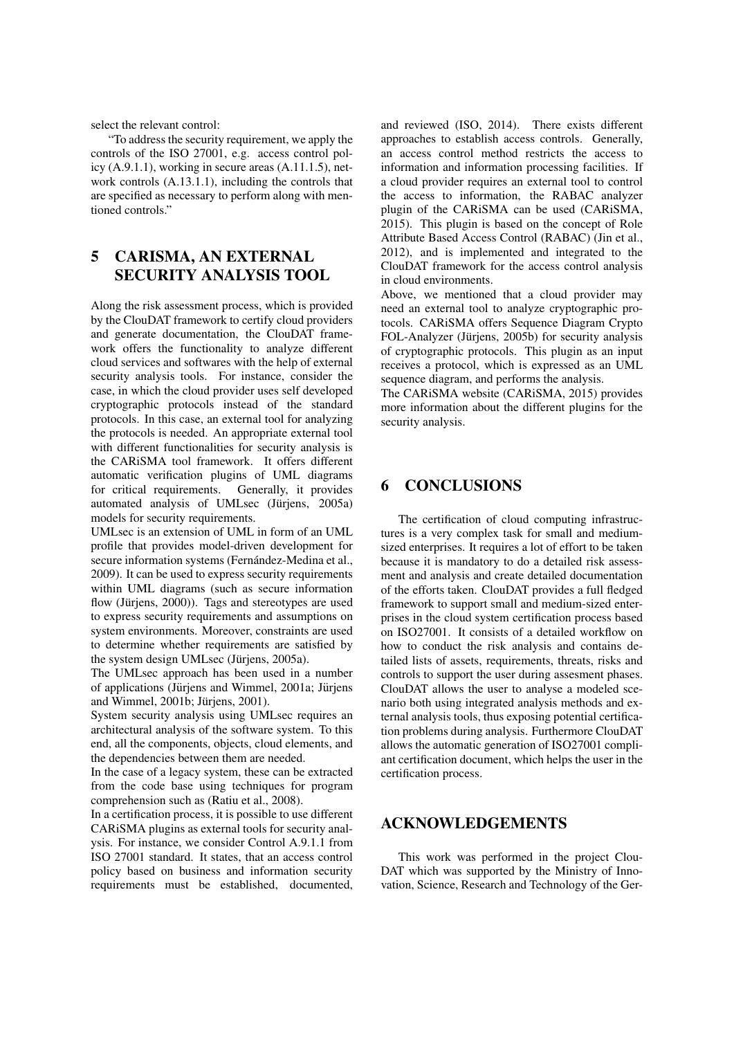select the relevant control:

"To address the security requirement, we apply the controls of the ISO 27001, e.g. access control policy (A.9.1.1), working in secure areas (A.11.1.5), network controls (A.13.1.1), including the controls that are specified as necessary to perform along with mentioned controls."

## 5 CARISMA, AN EXTERNAL SECURITY ANALYSIS TOOL

Along the risk assessment process, which is provided by the ClouDAT framework to certify cloud providers and generate documentation, the ClouDAT framework offers the functionality to analyze different cloud services and softwares with the help of external security analysis tools. For instance, consider the case, in which the cloud provider uses self developed cryptographic protocols instead of the standard protocols. In this case, an external tool for analyzing the protocols is needed. An appropriate external tool with different functionalities for security analysis is the CARiSMA tool framework. It offers different automatic verification plugins of UML diagrams for critical requirements. Generally, it provides automated analysis of UMLsec (Jürjens, 2005a) models for security requirements.

UMLsec is an extension of UML in form of an UML profile that provides model-driven development for secure information systems (Fernández-Medina et al., 2009). It can be used to express security requirements within UML diagrams (such as secure information flow (Jürjens, 2000)). Tags and stereotypes are used to express security requirements and assumptions on system environments. Moreover, constraints are used to determine whether requirements are satisfied by the system design UMLsec (Jürjens, 2005a).

The UMLsec approach has been used in a number of applications (Jürjens and Wimmel, 2001a; Jürjens and Wimmel, 2001b; Jürjens, 2001).

System security analysis using UMLsec requires an architectural analysis of the software system. To this end, all the components, objects, cloud elements, and the dependencies between them are needed.

In the case of a legacy system, these can be extracted from the code base using techniques for program comprehension such as (Ratiu et al., 2008).

In a certification process, it is possible to use different CARiSMA plugins as external tools for security analysis. For instance, we consider Control A.9.1.1 from ISO 27001 standard. It states, that an access control policy based on business and information security requirements must be established, documented, and reviewed (ISO, 2014). There exists different approaches to establish access controls. Generally, an access control method restricts the access to information and information processing facilities. If a cloud provider requires an external tool to control the access to information, the RABAC analyzer plugin of the CARiSMA can be used (CARiSMA, 2015). This plugin is based on the concept of Role Attribute Based Access Control (RABAC) (Jin et al., 2012), and is implemented and integrated to the ClouDAT framework for the access control analysis in cloud environments.

Above, we mentioned that a cloud provider may need an external tool to analyze cryptographic protocols. CARiSMA offers Sequence Diagram Crypto FOL-Analyzer (Jürjens, 2005b) for security analysis of cryptographic protocols. This plugin as an input receives a protocol, which is expressed as an UML sequence diagram, and performs the analysis.

The CARiSMA website (CARiSMA, 2015) provides more information about the different plugins for the security analysis.

## 6 CONCLUSIONS

The certification of cloud computing infrastructures is a very complex task for small and medium-sized enterprises. It requires a lot of effort to be taken because it is mandatory to do a detailed risk assessment and analysis and create detailed documentation of the efforts taken. ClouDAT provides a full fledged framework to support small and medium-sized enterprises in the cloud system certification process based on ISO27001. It consists of a detailed workflow on how to conduct the risk analysis and contains detailed lists of assets, requirements, threats, risks and controls to support the user during assesment phases. ClouDAT allows the user to analyse a modeled scenario both using integrated analysis methods and external analysis tools, thus exposing potential certification problems during analysis. Furthermore ClouDAT allows the automatic generation of ISO27001 compliant certification document, which helps the user in the certification process.

## ACKNOWLEDGEMENTS

This work was performed in the project ClouDAT which was supported by the Ministry of Innovation, Science, Research and Technology of the Ger-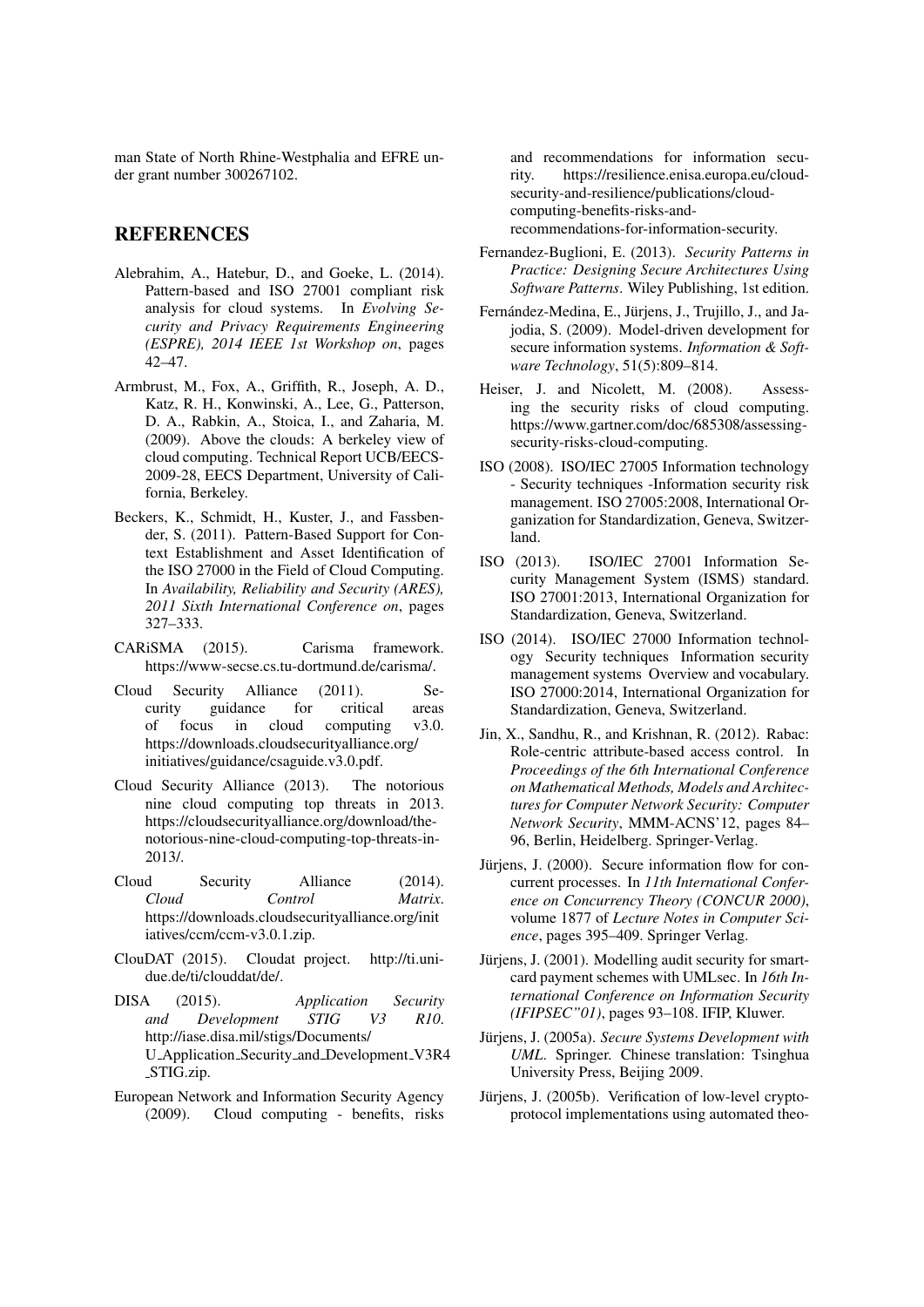man State of North Rhine-Westphalia and EFRE under grant number 300267102.

## REFERENCES

Alebrahim, A., Hatebur, D., and Goeke, L. (2014). Pattern-based and ISO 27001 compliant risk analysis for cloud systems. In *Evolving Security and Privacy Requirements Engineering (ESPRE), 2014 IEEE 1st Workshop on*, pages 42–47.

Armbrust, M., Fox, A., Griffith, R., Joseph, A. D., Katz, R. H., Konwinski, A., Lee, G., Patterson, D. A., Rabkin, A., Stoica, I., and Zaharia, M. (2009). Above the clouds: A berkeley view of cloud computing. Technical Report UCB/EECS-2009-28, EECS Department, University of California, Berkeley.

Beckers, K., Schmidt, H., Kuster, J., and Fassbender, S. (2011). Pattern-Based Support for Context Establishment and Asset Identification of the ISO 27000 in the Field of Cloud Computing. In *Availability, Reliability and Security (ARES), 2011 Sixth International Conference on*, pages 327–333.

CARiSMA (2015). Carisma framework. https://www-secse.cs.tu-dortmund.de/carisma/.

Cloud Security Alliance (2011). Security guidance for critical areas of focus in cloud computing v3.0. https://downloads.cloudsecurityalliance.org/initiatives/guidance/csaguide.v3.0.pdf.

Cloud Security Alliance (2013). The notorious nine cloud computing top threats in 2013. https://cloudsecurityalliance.org/download/the-notorious-nine-cloud-computing-top-threats-in-2013/.

Cloud Security Alliance (2014). *Cloud Control Matrix*. https://downloads.cloudsecurityalliance.org/initiatives/ccm/ccm-v3.0.1.zip.

ClouDAT (2015). Cloudat project. http://ti.uni-due.de/ti/clouddat/de/.

DISA (2015). *Application Security and Development STIG V3 R10*. http://iase.disa.mil/stigs/Documents/U_Application_Security_and_Development_V3R4_STIG.zip.

European Network and Information Security Agency (2009). Cloud computing - benefits, risks and recommendations for information security. https://resilience.enisa.europa.eu/cloud-security-and-resilience/publications/cloud-computing-benefits-risks-and-recommendations-for-information-security.

Fernandez-Buglioni, E. (2013). *Security Patterns in Practice: Designing Secure Architectures Using Software Patterns*. Wiley Publishing, 1st edition.

Fernández-Medina, E., Jürjens, J., Trujillo, J., and Jajodia, S. (2009). Model-driven development for secure information systems. *Information & Software Technology*, 51(5):809–814.

Heiser, J. and Nicolett, M. (2008). Assessing the security risks of cloud computing. https://www.gartner.com/doc/685308/assessing-security-risks-cloud-computing.

ISO (2008). ISO/IEC 27005 Information technology - Security techniques -Information security risk management. ISO 27005:2008, International Organization for Standardization, Geneva, Switzerland.

ISO (2013). ISO/IEC 27001 Information Security Management System (ISMS) standard. ISO 27001:2013, International Organization for Standardization, Geneva, Switzerland.

ISO (2014). ISO/IEC 27000 Information technology Security techniques Information security management systems Overview and vocabulary. ISO 27000:2014, International Organization for Standardization, Geneva, Switzerland.

Jin, X., Sandhu, R., and Krishnan, R. (2012). Rabac: Role-centric attribute-based access control. In *Proceedings of the 6th International Conference on Mathematical Methods, Models and Architectures for Computer Network Security: Computer Network Security*, MMM-ACNS'12, pages 84–96, Berlin, Heidelberg. Springer-Verlag.

Jürjens, J. (2000). Secure information flow for concurrent processes. In *11th International Conference on Concurrency Theory (CONCUR 2000)*, volume 1877 of *Lecture Notes in Computer Science*, pages 395–409. Springer Verlag.

Jürjens, J. (2001). Modelling audit security for smart-card payment schemes with UMLsec. In *16th International Conference on Information Security (IFIPSEC"01)*, pages 93–108. IFIP, Kluwer.

Jürjens, J. (2005a). *Secure Systems Development with UML*. Springer. Chinese translation: Tsinghua University Press, Beijing 2009.

Jürjens, J. (2005b). Verification of low-level crypto-protocol implementations using automated theo-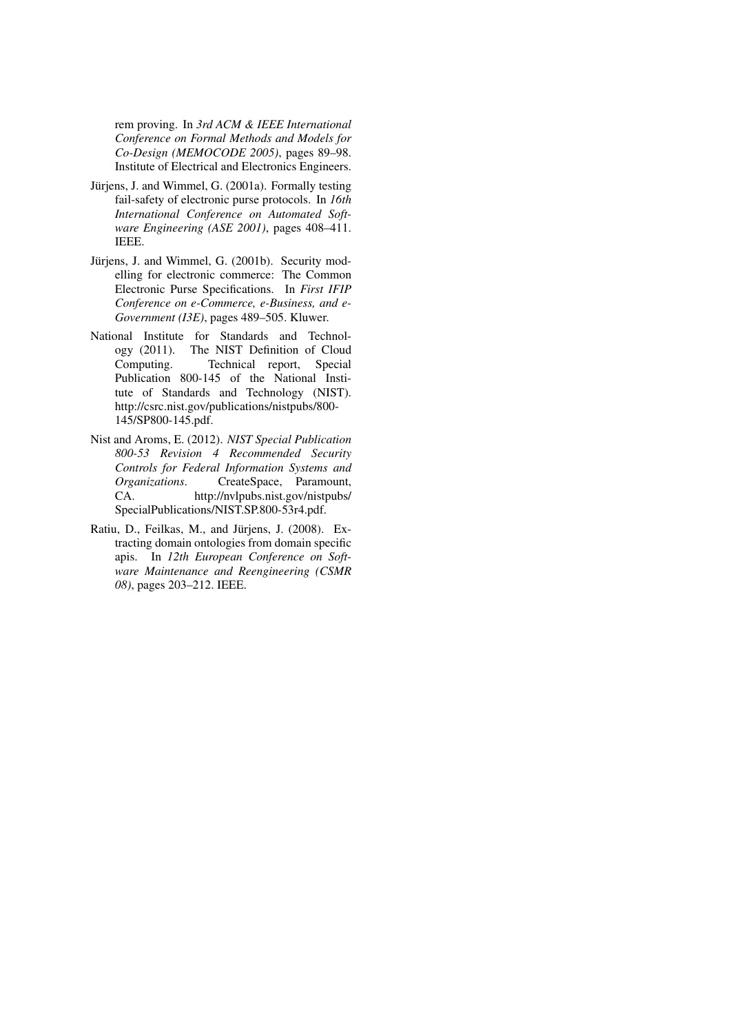rem proving. In *3rd ACM & IEEE International Conference on Formal Methods and Models for Co-Design (MEMOCODE 2005)*, pages 89–98. Institute of Electrical and Electronics Engineers.

Jürjens, J. and Wimmel, G. (2001a). Formally testing fail-safety of electronic purse protocols. In *16th International Conference on Automated Software Engineering (ASE 2001)*, pages 408–411. IEEE.

Jürjens, J. and Wimmel, G. (2001b). Security modelling for electronic commerce: The Common Electronic Purse Specifications. In *First IFIP Conference on e-Commerce, e-Business, and e-Government (I3E)*, pages 489–505. Kluwer.

National Institute for Standards and Technology (2011). The NIST Definition of Cloud Computing. Technical report, Special Publication 800-145 of the National Institute of Standards and Technology (NIST). http://csrc.nist.gov/publications/nistpubs/800-145/SP800-145.pdf.

Nist and Aroms, E. (2012). *NIST Special Publication 800-53 Revision 4 Recommended Security Controls for Federal Information Systems and Organizations*. CreateSpace, Paramount, CA. http://nvlpubs.nist.gov/nistpubs/SpecialPublications/NIST.SP.800-53r4.pdf.

Ratiu, D., Feilkas, M., and Jürjens, J. (2008). Extracting domain ontologies from domain specific apis. In *12th European Conference on Software Maintenance and Reengineering (CSMR 08)*, pages 203–212. IEEE.